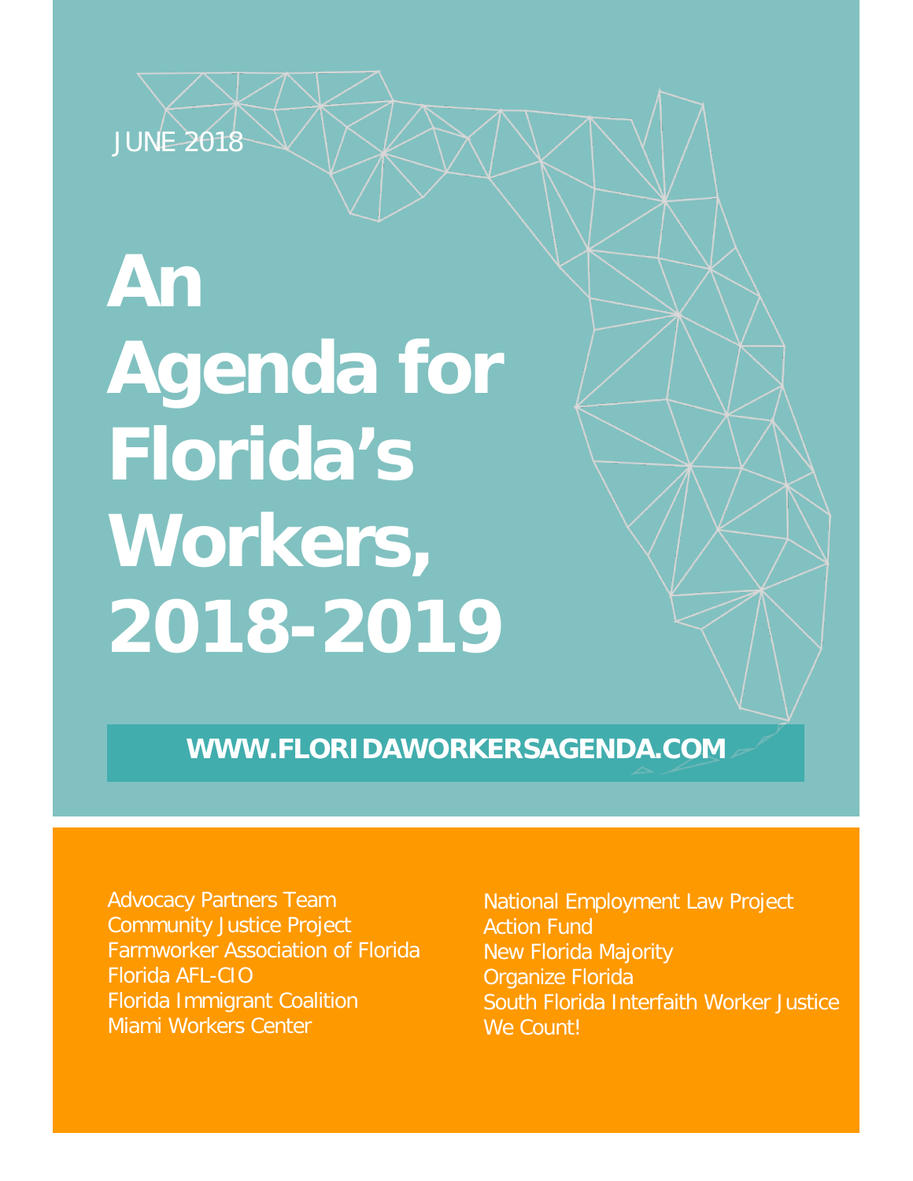JUNE 2018

# An Agenda for Florida's Workers, 2018-2019

**WWW.FLORIDAWORKERSAGENDA.COM**

Advocacy Partners Team
Community Justice Project
Farmworker Association of Florida
Florida AFL-CIO
Florida Immigrant Coalition
Miami Workers Center
National Employment Law Project Action Fund
New Florida Majority
Organize Florida
South Florida Interfaith Worker Justice
We Count!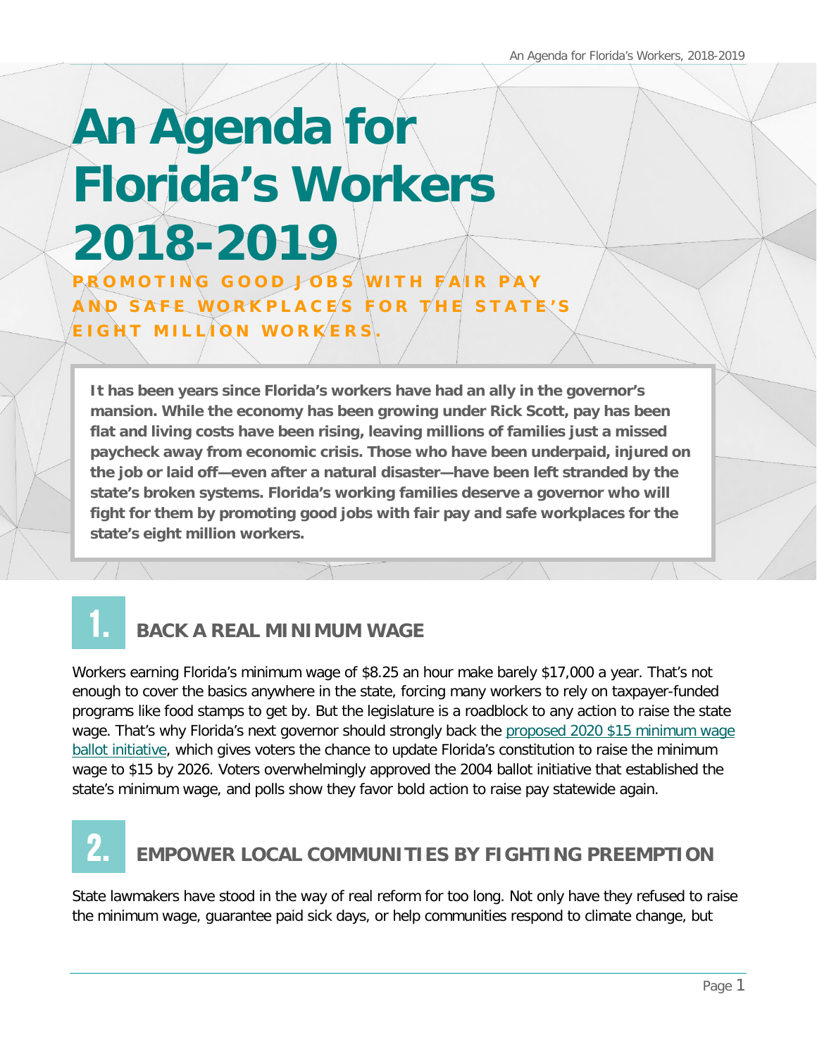# An Agenda for Florida's Workers 2018-2019

**PROMOTING GOOD JOBS WITH FAIR PAY AND SAFE WORKPLACES FOR THE STATE'S EIGHT MILLION WORKERS.**

**It has been years since Florida's workers have had an ally in the governor's mansion. While the economy has been growing under Rick Scott, pay has been flat and living costs have been rising, leaving millions of families just a missed paycheck away from economic crisis. Those who have been underpaid, injured on the job or laid off—even after a natural disaster—have been left stranded by the state's broken systems. Florida's working families deserve a governor who will fight for them by promoting good jobs with fair pay and safe workplaces for the state's eight million workers.**

## 1. BACK A REAL MINIMUM WAGE

Workers earning Florida's minimum wage of $8.25 an hour make barely $17,000 a year. That's not enough to cover the basics anywhere in the state, forcing many workers to rely on taxpayer-funded programs like food stamps to get by. But the legislature is a roadblock to any action to raise the state wage. That's why Florida's next governor should strongly back the proposed 2020 $15 minimum wage ballot initiative, which gives voters the chance to update Florida's constitution to raise the minimum wage to $15 by 2026. Voters overwhelmingly approved the 2004 ballot initiative that established the state's minimum wage, and polls show they favor bold action to raise pay statewide again.

## 2. EMPOWER LOCAL COMMUNITIES BY FIGHTING PREEMPTION

State lawmakers have stood in the way of real reform for too long. Not only have they refused to raise the minimum wage, guarantee paid sick days, or help communities respond to climate change, but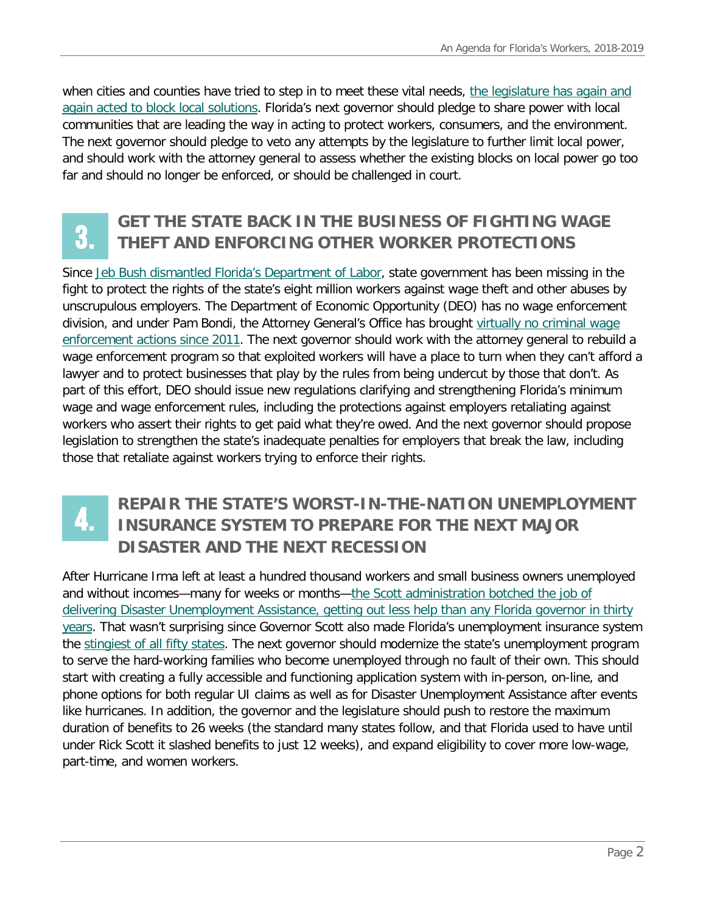when cities and counties have tried to step in to meet these vital needs, the legislature has again and again acted to block local solutions. Florida's next governor should pledge to share power with local communities that are leading the way in acting to protect workers, consumers, and the environment. The next governor should pledge to veto any attempts by the legislature to further limit local power, and should work with the attorney general to assess whether the existing blocks on local power go too far and should no longer be enforced, or should be challenged in court.

## 3. GET THE STATE BACK IN THE BUSINESS OF FIGHTING WAGE THEFT AND ENFORCING OTHER WORKER PROTECTIONS

Since Jeb Bush dismantled Florida's Department of Labor, state government has been missing in the fight to protect the rights of the state's eight million workers against wage theft and other abuses by unscrupulous employers. The Department of Economic Opportunity (DEO) has no wage enforcement division, and under Pam Bondi, the Attorney General's Office has brought virtually no criminal wage enforcement actions since 2011. The next governor should work with the attorney general to rebuild a wage enforcement program so that exploited workers will have a place to turn when they can't afford a lawyer and to protect businesses that play by the rules from being undercut by those that don't. As part of this effort, DEO should issue new regulations clarifying and strengthening Florida's minimum wage and wage enforcement rules, including the protections against employers retaliating against workers who assert their rights to get paid what they're owed. And the next governor should propose legislation to strengthen the state's inadequate penalties for employers that break the law, including those that retaliate against workers trying to enforce their rights.

## 4. REPAIR THE STATE'S WORST-IN-THE-NATION UNEMPLOYMENT INSURANCE SYSTEM TO PREPARE FOR THE NEXT MAJOR DISASTER AND THE NEXT RECESSION

After Hurricane Irma left at least a hundred thousand workers and small business owners unemployed and without incomes—many for weeks or months—the Scott administration botched the job of delivering Disaster Unemployment Assistance, getting out less help than any Florida governor in thirty years. That wasn't surprising since Governor Scott also made Florida's unemployment insurance system the stingiest of all fifty states. The next governor should modernize the state's unemployment program to serve the hard-working families who become unemployed through no fault of their own. This should start with creating a fully accessible and functioning application system with in-person, on-line, and phone options for both regular UI claims as well as for Disaster Unemployment Assistance after events like hurricanes. In addition, the governor and the legislature should push to restore the maximum duration of benefits to 26 weeks (the standard many states follow, and that Florida used to have until under Rick Scott it slashed benefits to just 12 weeks), and expand eligibility to cover more low-wage, part-time, and women workers.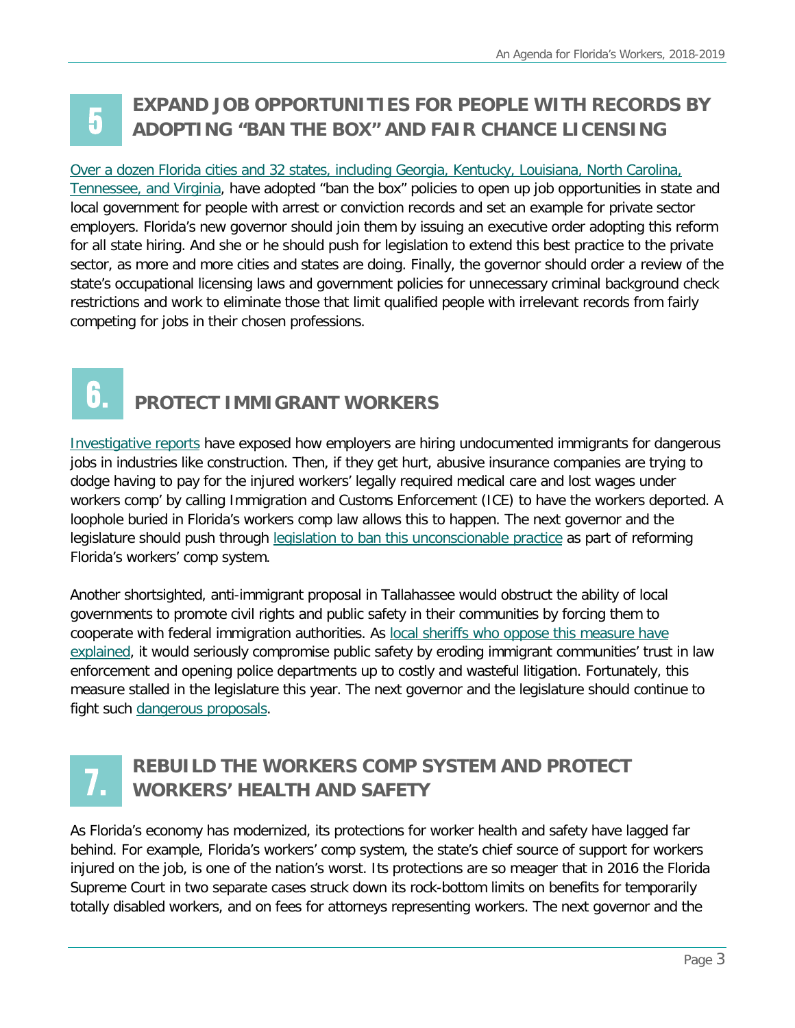## 5 EXPAND JOB OPPORTUNITIES FOR PEOPLE WITH RECORDS BY ADOPTING "BAN THE BOX" AND FAIR CHANCE LICENSING

Over a dozen Florida cities and 32 states, including Georgia, Kentucky, Louisiana, North Carolina, Tennessee, and Virginia, have adopted "ban the box" policies to open up job opportunities in state and local government for people with arrest or conviction records and set an example for private sector employers. Florida's new governor should join them by issuing an executive order adopting this reform for all state hiring. And she or he should push for legislation to extend this best practice to the private sector, as more and more cities and states are doing. Finally, the governor should order a review of the state's occupational licensing laws and government policies for unnecessary criminal background check restrictions and work to eliminate those that limit qualified people with irrelevant records from fairly competing for jobs in their chosen professions.

## 6. PROTECT IMMIGRANT WORKERS

Investigative reports have exposed how employers are hiring undocumented immigrants for dangerous jobs in industries like construction. Then, if they get hurt, abusive insurance companies are trying to dodge having to pay for the injured workers' legally required medical care and lost wages under workers comp' by calling Immigration and Customs Enforcement (ICE) to have the workers deported. A loophole buried in Florida's workers comp law allows this to happen. The next governor and the legislature should push through legislation to ban this unconscionable practice as part of reforming Florida's workers' comp system.

Another shortsighted, anti-immigrant proposal in Tallahassee would obstruct the ability of local governments to promote civil rights and public safety in their communities by forcing them to cooperate with federal immigration authorities. As local sheriffs who oppose this measure have explained, it would seriously compromise public safety by eroding immigrant communities' trust in law enforcement and opening police departments up to costly and wasteful litigation. Fortunately, this measure stalled in the legislature this year. The next governor and the legislature should continue to fight such dangerous proposals.

## 7. REBUILD THE WORKERS COMP SYSTEM AND PROTECT WORKERS' HEALTH AND SAFETY

As Florida's economy has modernized, its protections for worker health and safety have lagged far behind. For example, Florida's workers' comp system, the state's chief source of support for workers injured on the job, is one of the nation's worst. Its protections are so meager that in 2016 the Florida Supreme Court in two separate cases struck down its rock-bottom limits on benefits for temporarily totally disabled workers, and on fees for attorneys representing workers. The next governor and the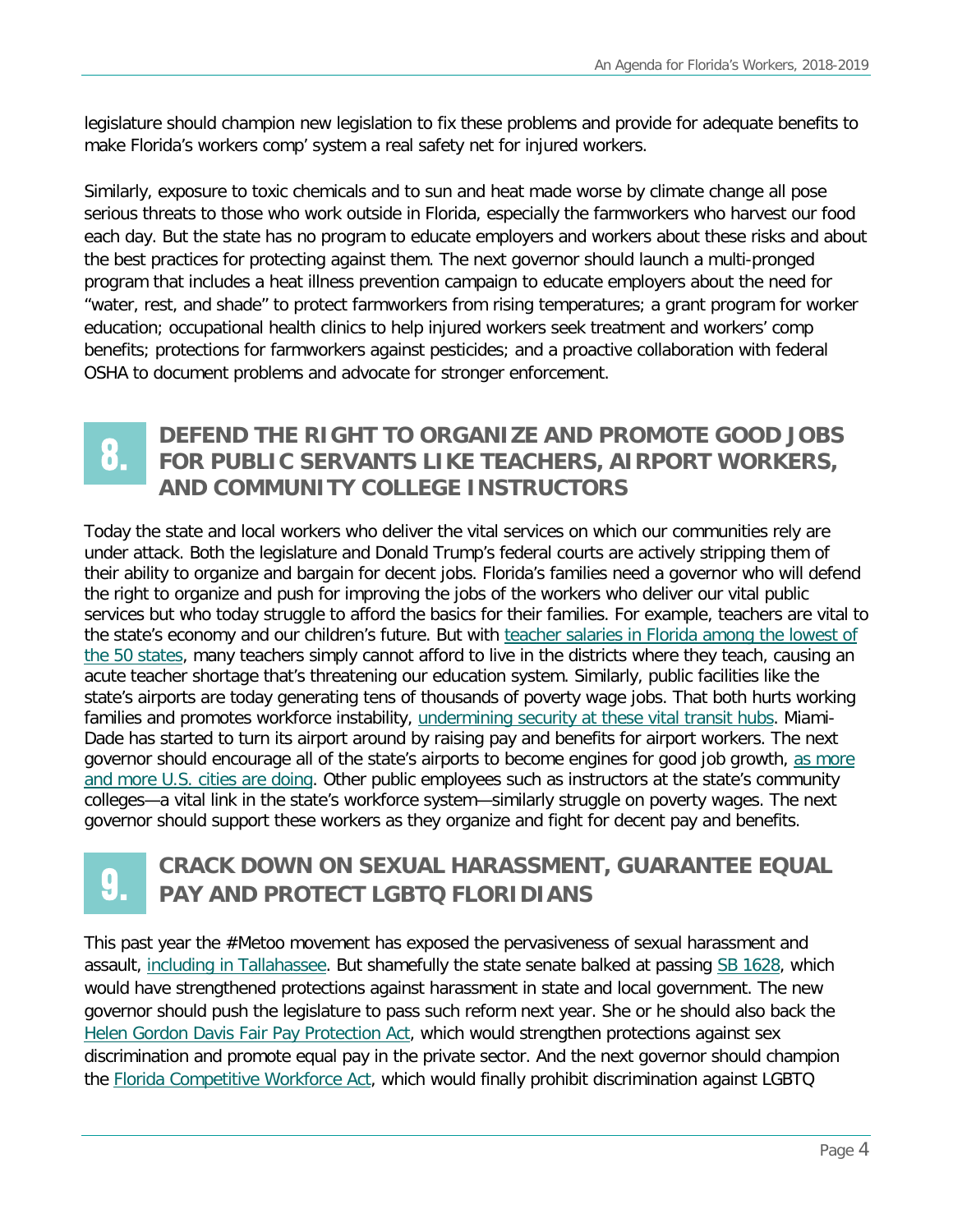legislature should champion new legislation to fix these problems and provide for adequate benefits to make Florida's workers comp' system a real safety net for injured workers.

Similarly, exposure to toxic chemicals and to sun and heat made worse by climate change all pose serious threats to those who work outside in Florida, especially the farmworkers who harvest our food each day. But the state has no program to educate employers and workers about these risks and about the best practices for protecting against them. The next governor should launch a multi-pronged program that includes a heat illness prevention campaign to educate employers about the need for "water, rest, and shade" to protect farmworkers from rising temperatures; a grant program for worker education; occupational health clinics to help injured workers seek treatment and workers' comp benefits; protections for farmworkers against pesticides; and a proactive collaboration with federal OSHA to document problems and advocate for stronger enforcement.

## 8. DEFEND THE RIGHT TO ORGANIZE AND PROMOTE GOOD JOBS FOR PUBLIC SERVANTS LIKE TEACHERS, AIRPORT WORKERS, AND COMMUNITY COLLEGE INSTRUCTORS

Today the state and local workers who deliver the vital services on which our communities rely are under attack. Both the legislature and Donald Trump's federal courts are actively stripping them of their ability to organize and bargain for decent jobs. Florida's families need a governor who will defend the right to organize and push for improving the jobs of the workers who deliver our vital public services but who today struggle to afford the basics for their families. For example, teachers are vital to the state's economy and our children's future. But with teacher salaries in Florida among the lowest of the 50 states, many teachers simply cannot afford to live in the districts where they teach, causing an acute teacher shortage that's threatening our education system. Similarly, public facilities like the state's airports are today generating tens of thousands of poverty wage jobs. That both hurts working families and promotes workforce instability, undermining security at these vital transit hubs. Miami-Dade has started to turn its airport around by raising pay and benefits for airport workers. The next governor should encourage all of the state's airports to become engines for good job growth, as more and more U.S. cities are doing. Other public employees such as instructors at the state's community colleges—a vital link in the state's workforce system—similarly struggle on poverty wages. The next governor should support these workers as they organize and fight for decent pay and benefits.

## 9. CRACK DOWN ON SEXUAL HARASSMENT, GUARANTEE EQUAL PAY AND PROTECT LGBTQ FLORIDIANS

This past year the #Metoo movement has exposed the pervasiveness of sexual harassment and assault, including in Tallahassee. But shamefully the state senate balked at passing SB 1628, which would have strengthened protections against harassment in state and local government. The new governor should push the legislature to pass such reform next year. She or he should also back the Helen Gordon Davis Fair Pay Protection Act, which would strengthen protections against sex discrimination and promote equal pay in the private sector. And the next governor should champion the Florida Competitive Workforce Act, which would finally prohibit discrimination against LGBTQ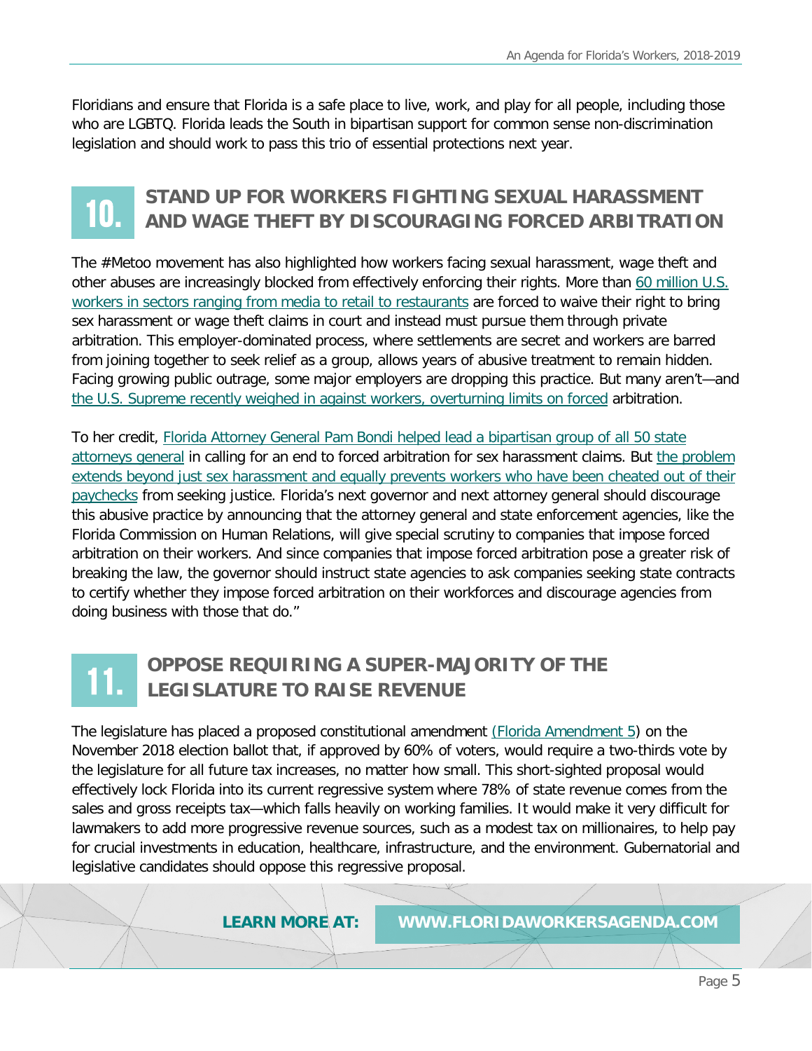Floridians and ensure that Florida is a safe place to live, work, and play for all people, including those who are LGBTQ. Florida leads the South in bipartisan support for common sense non-discrimination legislation and should work to pass this trio of essential protections next year.

## 10. STAND UP FOR WORKERS FIGHTING SEXUAL HARASSMENT AND WAGE THEFT BY DISCOURAGING FORCED ARBITRATION

The #Metoo movement has also highlighted how workers facing sexual harassment, wage theft and other abuses are increasingly blocked from effectively enforcing their rights. More than 60 million U.S. workers in sectors ranging from media to retail to restaurants are forced to waive their right to bring sex harassment or wage theft claims in court and instead must pursue them through private arbitration. This employer-dominated process, where settlements are secret and workers are barred from joining together to seek relief as a group, allows years of abusive treatment to remain hidden. Facing growing public outrage, some major employers are dropping this practice. But many aren't—and the U.S. Supreme recently weighed in against workers, overturning limits on forced arbitration.

To her credit, Florida Attorney General Pam Bondi helped lead a bipartisan group of all 50 state attorneys general in calling for an end to forced arbitration for sex harassment claims. But the problem extends beyond just sex harassment and equally prevents workers who have been cheated out of their paychecks from seeking justice. Florida's next governor and next attorney general should discourage this abusive practice by announcing that the attorney general and state enforcement agencies, like the Florida Commission on Human Relations, will give special scrutiny to companies that impose forced arbitration on their workers. And since companies that impose forced arbitration pose a greater risk of breaking the law, the governor should instruct state agencies to ask companies seeking state contracts to certify whether they impose forced arbitration on their workforces and discourage agencies from doing business with those that do."

## 11. OPPOSE REQUIRING A SUPER-MAJORITY OF THE LEGISLATURE TO RAISE REVENUE

The legislature has placed a proposed constitutional amendment (Florida Amendment 5) on the November 2018 election ballot that, if approved by 60% of voters, would require a two-thirds vote by the legislature for all future tax increases, no matter how small. This short-sighted proposal would effectively lock Florida into its current regressive system where 78% of state revenue comes from the sales and gross receipts tax—which falls heavily on working families. It would make it very difficult for lawmakers to add more progressive revenue sources, such as a modest tax on millionaires, to help pay for crucial investments in education, healthcare, infrastructure, and the environment. Gubernatorial and legislative candidates should oppose this regressive proposal.

**LEARN MORE AT: WWW.FLORIDAWORKERSAGENDA.COM**